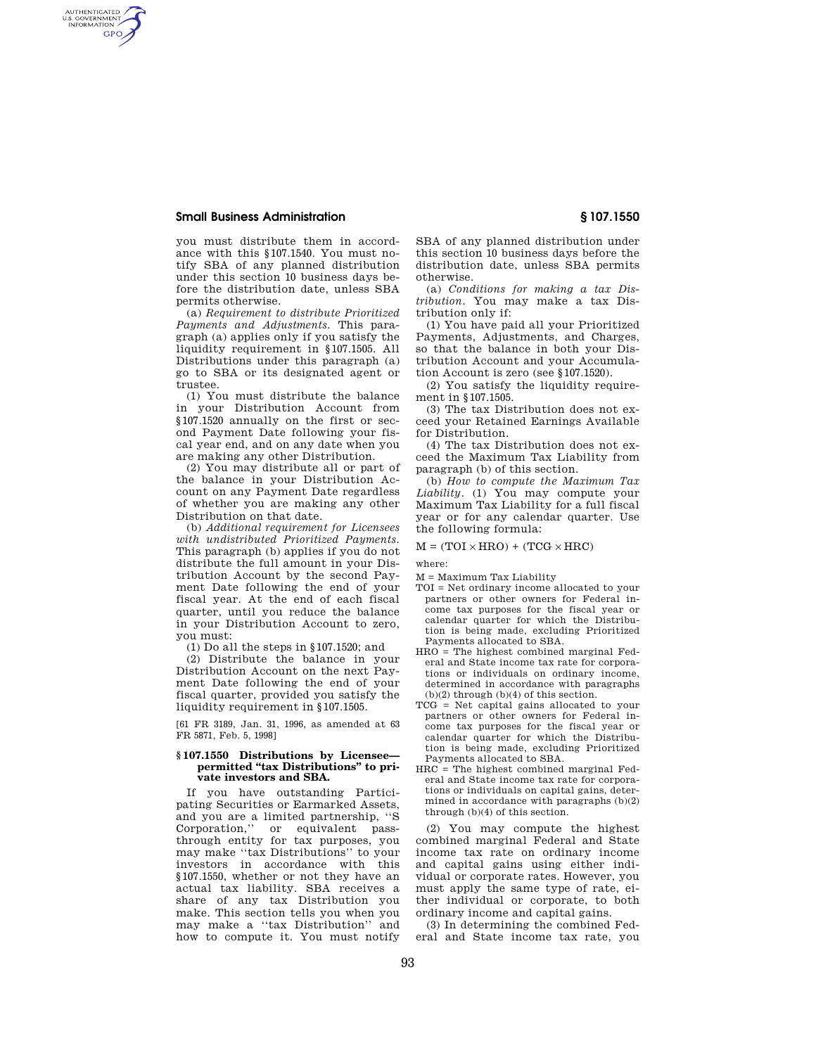you must distribute them in accordance with this §107.1540. You must notify SBA of any planned distribution under this section 10 business days before the distribution date, unless SBA permits otherwise.

(a) *Requirement to distribute Prioritized Payments and Adjustments.* This paragraph (a) applies only if you satisfy the liquidity requirement in §107.1505. All Distributions under this paragraph (a) go to SBA or its designated agent or trustee.

(1) You must distribute the balance in your Distribution Account from §107.1520 annually on the first or second Payment Date following your fiscal year end, and on any date when you are making any other Distribution.

(2) You may distribute all or part of the balance in your Distribution Account on any Payment Date regardless of whether you are making any other Distribution on that date.

(b) *Additional requirement for Licensees with undistributed Prioritized Payments.* This paragraph (b) applies if you do not distribute the full amount in your Distribution Account by the second Payment Date following the end of your fiscal year. At the end of each fiscal quarter, until you reduce the balance in your Distribution Account to zero, you must:

(1) Do all the steps in §107.1520; and

(2) Distribute the balance in your Distribution Account on the next Payment Date following the end of your fiscal quarter, provided you satisfy the liquidity requirement in §107.1505.

[61 FR 3189, Jan. 31, 1996, as amended at 63 FR 5871, Feb. 5, 1998]

### §107.1550 Distributions by Licensee—permitted "tax Distributions" to private investors and SBA.

If you have outstanding Participating Securities or Earmarked Assets, and you are a limited partnership, "S Corporation," or equivalent pass-through entity for tax purposes, you may make "tax Distributions" to your investors in accordance with this §107.1550, whether or not they have an actual tax liability. SBA receives a share of any tax Distribution you make. This section tells you when you may make a "tax Distribution" and how to compute it. You must notify SBA of any planned distribution under this section 10 business days before the distribution date, unless SBA permits otherwise.

(a) *Conditions for making a tax Distribution.* You may make a tax Distribution only if:

(1) You have paid all your Prioritized Payments, Adjustments, and Charges, so that the balance in both your Distribution Account and your Accumulation Account is zero (see §107.1520).

(2) You satisfy the liquidity requirement in §107.1505.

(3) The tax Distribution does not exceed your Retained Earnings Available for Distribution.

(4) The tax Distribution does not exceed the Maximum Tax Liability from paragraph (b) of this section.

(b) *How to compute the Maximum Tax Liability.* (1) You may compute your Maximum Tax Liability for a full fiscal year or for any calendar quarter. Use the following formula:

$$M = (TOI \times HRO) + (TCG \times HRC)$$

where:

M = Maximum Tax Liability

TOI = Net ordinary income allocated to your partners or other owners for Federal income tax purposes for the fiscal year or calendar quarter for which the Distribution is being made, excluding Prioritized Payments allocated to SBA.

HRO = The highest combined marginal Federal and State income tax rate for corporations or individuals on ordinary income, determined in accordance with paragraphs (b)(2) through (b)(4) of this section.

TCG = Net capital gains allocated to your partners or other owners for Federal income tax purposes for the fiscal year or calendar quarter for which the Distribution is being made, excluding Prioritized Payments allocated to SBA.

HRC = The highest combined marginal Federal and State income tax rate for corporations or individuals on capital gains, determined in accordance with paragraphs (b)(2) through (b)(4) of this section.

(2) You may compute the highest combined marginal Federal and State income tax rate on ordinary income and capital gains using either individual or corporate rates. However, you must apply the same type of rate, either individual or corporate, to both ordinary income and capital gains.

(3) In determining the combined Federal and State income tax rate, you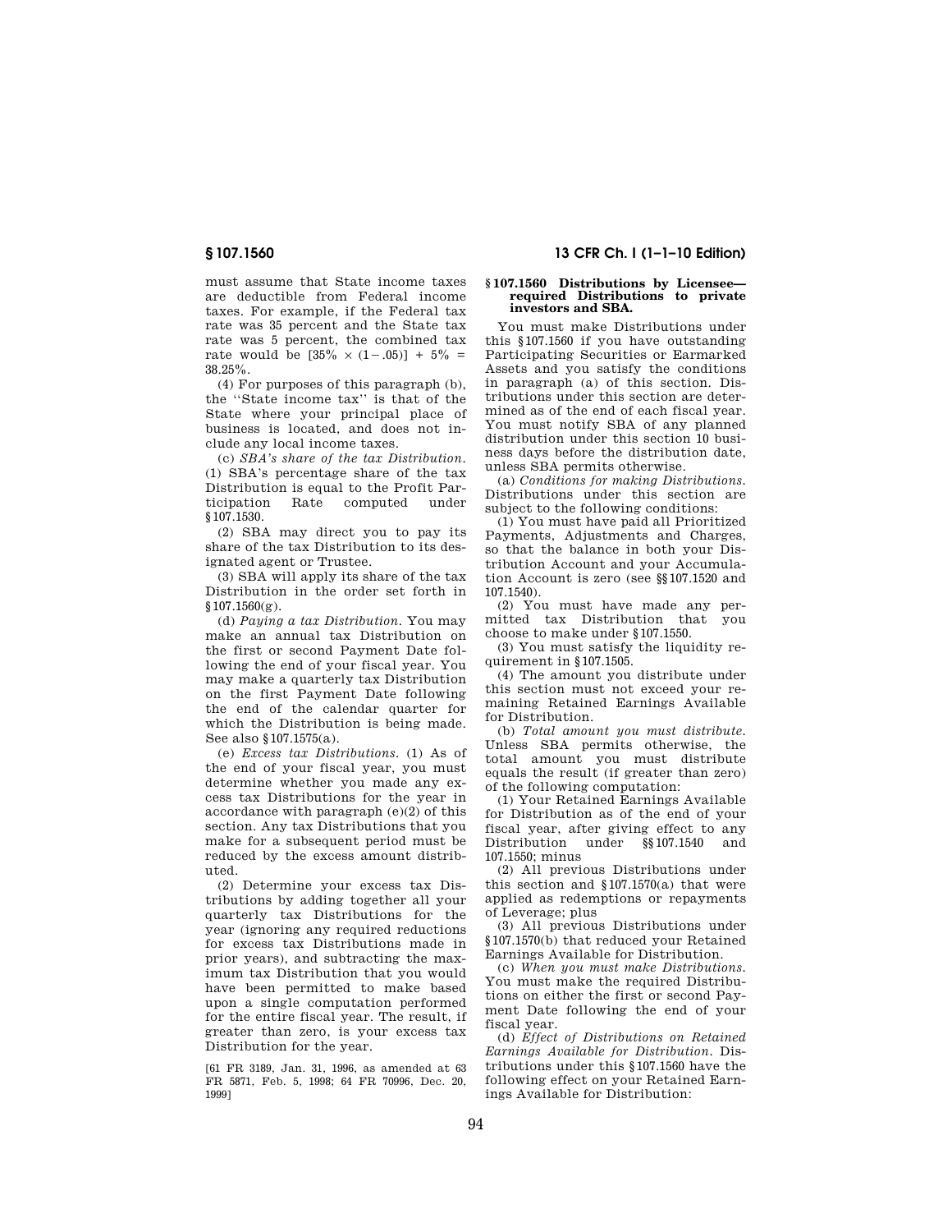must assume that State income taxes are deductible from Federal income taxes. For example, if the Federal tax rate was 35 percent and the State tax rate was 5 percent, the combined tax rate would be $[35\% \times (1-.05)] + 5\% = 38.25\%$.

(4) For purposes of this paragraph (b), the "State income tax" is that of the State where your principal place of business is located, and does not include any local income taxes.

(c) *SBA's share of the tax Distribution.* (1) SBA's percentage share of the tax Distribution is equal to the Profit Participation Rate computed under §107.1530.

(2) SBA may direct you to pay its share of the tax Distribution to its designated agent or Trustee.

(3) SBA will apply its share of the tax Distribution in the order set forth in §107.1560(g).

(d) *Paying a tax Distribution.* You may make an annual tax Distribution on the first or second Payment Date following the end of your fiscal year. You may make a quarterly tax Distribution on the first Payment Date following the end of the calendar quarter for which the Distribution is being made. See also §107.1575(a).

(e) *Excess tax Distributions.* (1) As of the end of your fiscal year, you must determine whether you made any excess tax Distributions for the year in accordance with paragraph (e)(2) of this section. Any tax Distributions that you make for a subsequent period must be reduced by the excess amount distributed.

(2) Determine your excess tax Distributions by adding together all your quarterly tax Distributions for the year (ignoring any required reductions for excess tax Distributions made in prior years), and subtracting the maximum tax Distribution that you would have been permitted to make based upon a single computation performed for the entire fiscal year. The result, if greater than zero, is your excess tax Distribution for the year.

[61 FR 3189, Jan. 31, 1996, as amended at 63 FR 5871, Feb. 5, 1998; 64 FR 70996, Dec. 20, 1999]

## §107.1560 Distributions by Licensee—required Distributions to private investors and SBA.

You must make Distributions under this §107.1560 if you have outstanding Participating Securities or Earmarked Assets and you satisfy the conditions in paragraph (a) of this section. Distributions under this section are determined as of the end of each fiscal year. You must notify SBA of any planned distribution under this section 10 business days before the distribution date, unless SBA permits otherwise.

(a) *Conditions for making Distributions.* Distributions under this section are subject to the following conditions:

(1) You must have paid all Prioritized Payments, Adjustments and Charges, so that the balance in both your Distribution Account and your Accumulation Account is zero (see §§107.1520 and 107.1540).

(2) You must have made any permitted tax Distribution that you choose to make under §107.1550.

(3) You must satisfy the liquidity requirement in §107.1505.

(4) The amount you distribute under this section must not exceed your remaining Retained Earnings Available for Distribution.

(b) *Total amount you must distribute.* Unless SBA permits otherwise, the total amount you must distribute equals the result (if greater than zero) of the following computation:

(1) Your Retained Earnings Available for Distribution as of the end of your fiscal year, after giving effect to any Distribution under §§107.1540 and 107.1550; minus

(2) All previous Distributions under this section and §107.1570(a) that were applied as redemptions or repayments of Leverage; plus

(3) All previous Distributions under §107.1570(b) that reduced your Retained Earnings Available for Distribution.

(c) *When you must make Distributions.* You must make the required Distributions on either the first or second Payment Date following the end of your fiscal year.

(d) *Effect of Distributions on Retained Earnings Available for Distribution.* Distributions under this §107.1560 have the following effect on your Retained Earnings Available for Distribution: